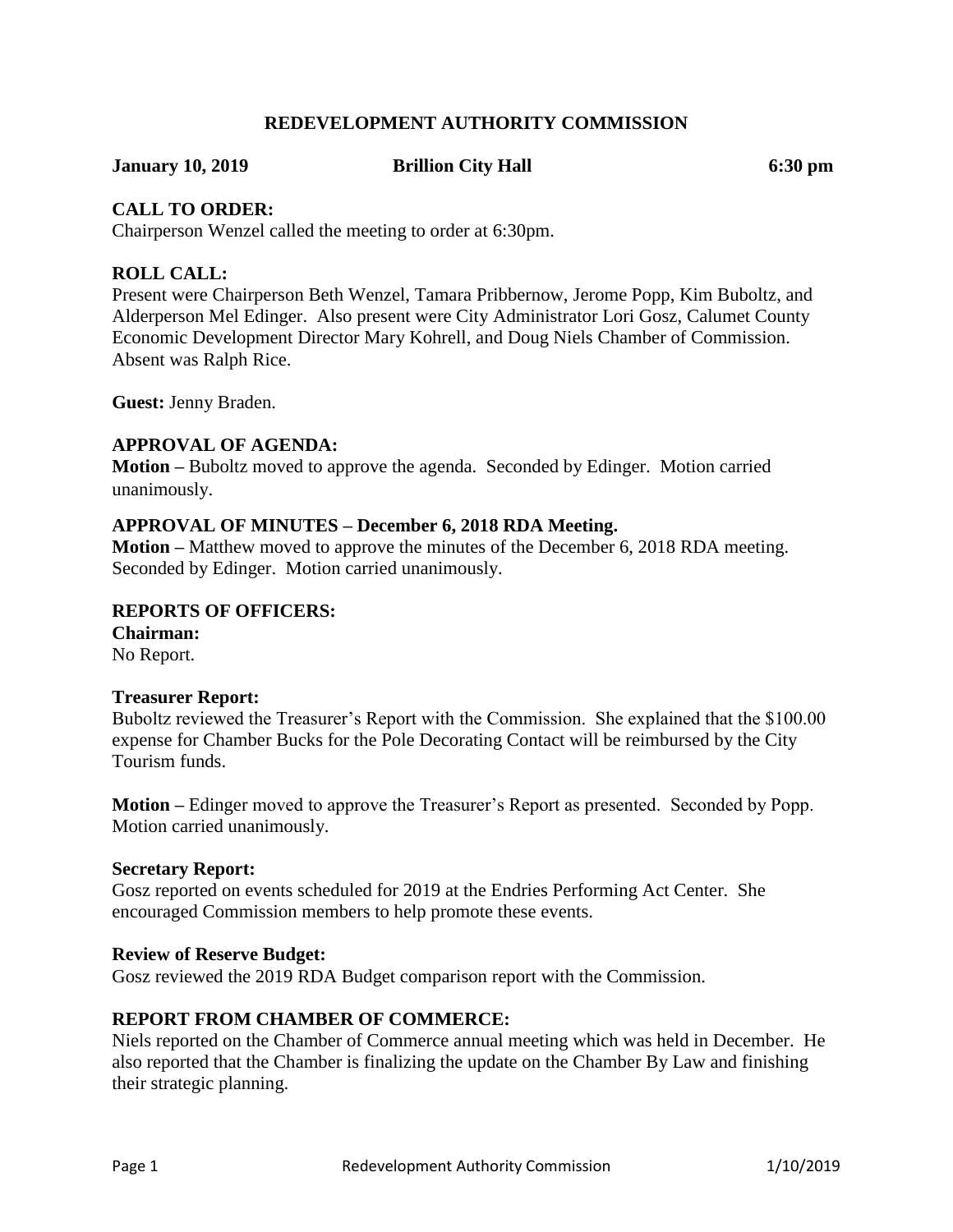# REDEVELOPMENT AUTHORITY COMMISSION

**January 10, 2019** **Brillion City Hall** **6:30 pm**

### CALL TO ORDER:

Chairperson Wenzel called the meeting to order at 6:30pm.

### ROLL CALL:

Present were Chairperson Beth Wenzel, Tamara Pribbernow, Jerome Popp, Kim Buboltz, and Alderperson Mel Edinger. Also present were City Administrator Lori Gosz, Calumet County Economic Development Director Mary Kohrell, and Doug Niels Chamber of Commission. Absent was Ralph Rice.

**Guest:** Jenny Braden.

### APPROVAL OF AGENDA:

**Motion –** Buboltz moved to approve the agenda. Seconded by Edinger. Motion carried unanimously.

### APPROVAL OF MINUTES – December 6, 2018 RDA Meeting.

**Motion –** Matthew moved to approve the minutes of the December 6, 2018 RDA meeting. Seconded by Edinger. Motion carried unanimously.

### REPORTS OF OFFICERS:

**Chairman:**
No Report.

**Treasurer Report:**
Buboltz reviewed the Treasurer's Report with the Commission. She explained that the $100.00 expense for Chamber Bucks for the Pole Decorating Contact will be reimbursed by the City Tourism funds.

**Motion –** Edinger moved to approve the Treasurer's Report as presented. Seconded by Popp. Motion carried unanimously.

**Secretary Report:**
Gosz reported on events scheduled for 2019 at the Endries Performing Act Center. She encouraged Commission members to help promote these events.

**Review of Reserve Budget:**
Gosz reviewed the 2019 RDA Budget comparison report with the Commission.

### REPORT FROM CHAMBER OF COMMERCE:

Niels reported on the Chamber of Commerce annual meeting which was held in December. He also reported that the Chamber is finalizing the update on the Chamber By Law and finishing their strategic planning.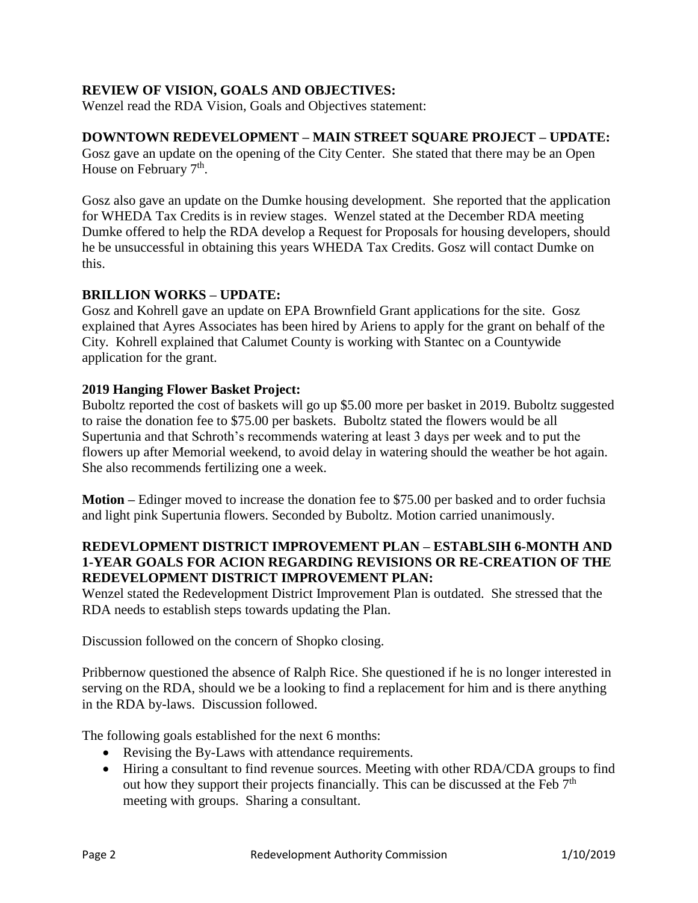**REVIEW OF VISION, GOALS AND OBJECTIVES:**
Wenzel read the RDA Vision, Goals and Objectives statement:

**DOWNTOWN REDEVELOPMENT – MAIN STREET SQUARE PROJECT – UPDATE:**
Gosz gave an update on the opening of the City Center. She stated that there may be an Open House on February 7th.

Gosz also gave an update on the Dumke housing development. She reported that the application for WHEDA Tax Credits is in review stages. Wenzel stated at the December RDA meeting Dumke offered to help the RDA develop a Request for Proposals for housing developers, should he be unsuccessful in obtaining this years WHEDA Tax Credits. Gosz will contact Dumke on this.

**BRILLION WORKS – UPDATE:**
Gosz and Kohrell gave an update on EPA Brownfield Grant applications for the site. Gosz explained that Ayres Associates has been hired by Ariens to apply for the grant on behalf of the City. Kohrell explained that Calumet County is working with Stantec on a Countywide application for the grant.

**2019 Hanging Flower Basket Project:**
Buboltz reported the cost of baskets will go up $5.00 more per basket in 2019. Buboltz suggested to raise the donation fee to $75.00 per baskets. Buboltz stated the flowers would be all Supertunia and that Schroth's recommends watering at least 3 days per week and to put the flowers up after Memorial weekend, to avoid delay in watering should the weather be hot again. She also recommends fertilizing one a week.

**Motion –** Edinger moved to increase the donation fee to $75.00 per basked and to order fuchsia and light pink Supertunia flowers. Seconded by Buboltz. Motion carried unanimously.

**REDEVLOPMENT DISTRICT IMPROVEMENT PLAN – ESTABLSIH 6-MONTH AND 1-YEAR GOALS FOR ACION REGARDING REVISIONS OR RE-CREATION OF THE REDEVELOPMENT DISTRICT IMPROVEMENT PLAN:**
Wenzel stated the Redevelopment District Improvement Plan is outdated. She stressed that the RDA needs to establish steps towards updating the Plan.

Discussion followed on the concern of Shopko closing.

Pribbernow questioned the absence of Ralph Rice. She questioned if he is no longer interested in serving on the RDA, should we be a looking to find a replacement for him and is there anything in the RDA by-laws. Discussion followed.

The following goals established for the next 6 months:

- Revising the By-Laws with attendance requirements.
- Hiring a consultant to find revenue sources. Meeting with other RDA/CDA groups to find out how they support their projects financially. This can be discussed at the Feb 7th meeting with groups. Sharing a consultant.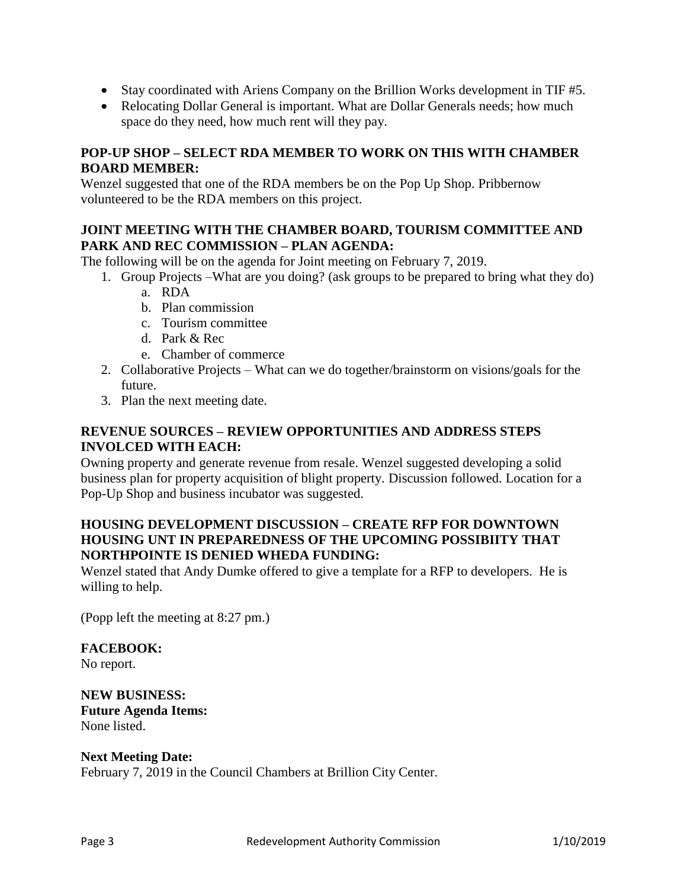- Stay coordinated with Ariens Company on the Brillion Works development in TIF #5.
- Relocating Dollar General is important. What are Dollar Generals needs; how much space do they need, how much rent will they pay.

**POP-UP SHOP – SELECT RDA MEMBER TO WORK ON THIS WITH CHAMBER BOARD MEMBER:**

Wenzel suggested that one of the RDA members be on the Pop Up Shop. Pribbernow volunteered to be the RDA members on this project.

**JOINT MEETING WITH THE CHAMBER BOARD, TOURISM COMMITTEE AND PARK AND REC COMMISSION – PLAN AGENDA:**

The following will be on the agenda for Joint meeting on February 7, 2019.

1. Group Projects –What are you doing? (ask groups to be prepared to bring what they do)
   a. RDA
   b. Plan commission
   c. Tourism committee
   d. Park & Rec
   e. Chamber of commerce
2. Collaborative Projects – What can we do together/brainstorm on visions/goals for the future.
3. Plan the next meeting date.

**REVENUE SOURCES – REVIEW OPPORTUNITIES AND ADDRESS STEPS INVOLCED WITH EACH:**

Owning property and generate revenue from resale. Wenzel suggested developing a solid business plan for property acquisition of blight property. Discussion followed. Location for a Pop-Up Shop and business incubator was suggested.

**HOUSING DEVELOPMENT DISCUSSION – CREATE RFP FOR DOWNTOWN HOUSING UNT IN PREPAREDNESS OF THE UPCOMING POSSIBIITY THAT NORTHPOINTE IS DENIED WHEDA FUNDING:**

Wenzel stated that Andy Dumke offered to give a template for a RFP to developers. He is willing to help.

(Popp left the meeting at 8:27 pm.)

**FACEBOOK:**

No report.

**NEW BUSINESS:**

**Future Agenda Items:**

None listed.

**Next Meeting Date:**

February 7, 2019 in the Council Chambers at Brillion City Center.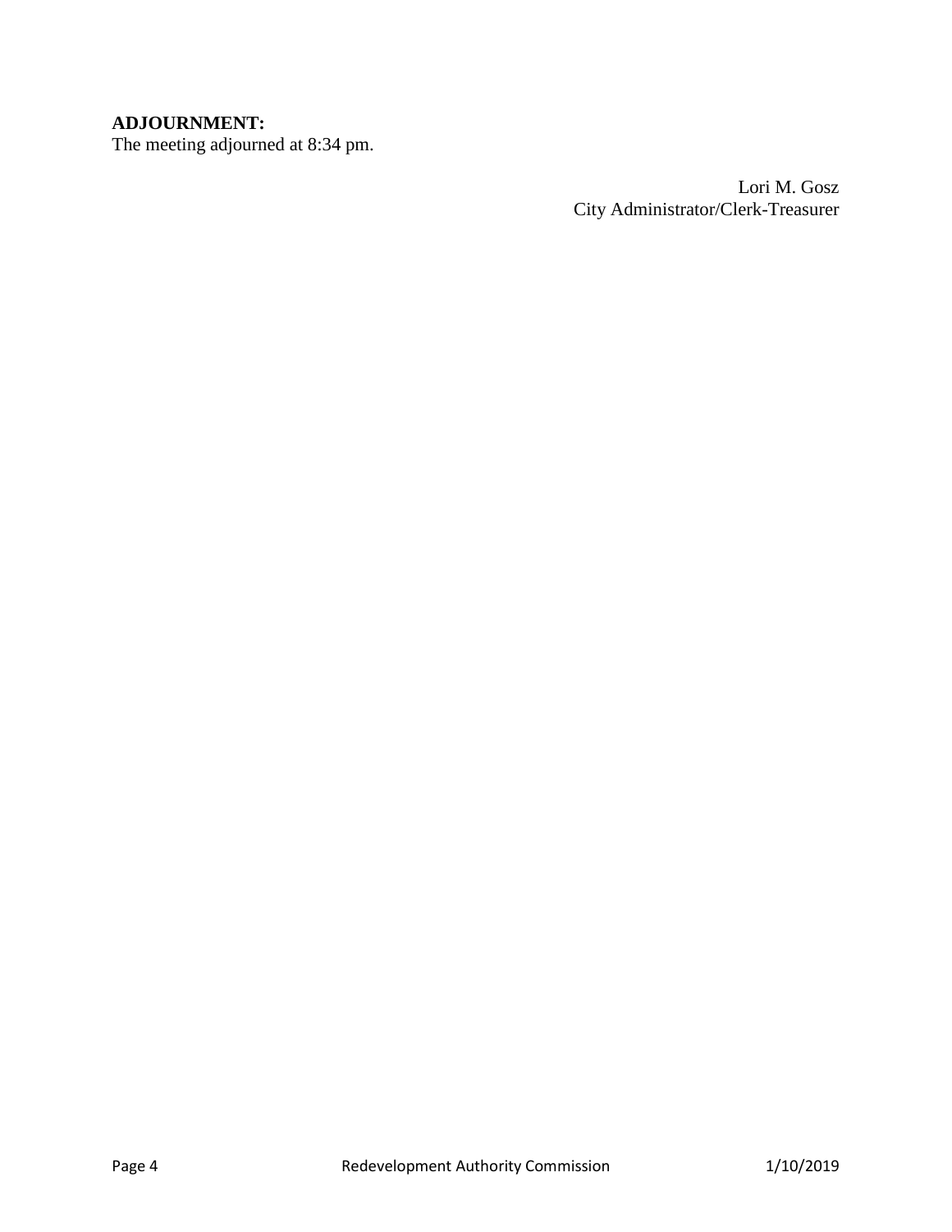**ADJOURNMENT:**
The meeting adjourned at 8:34 pm.

Lori M. Gosz
City Administrator/Clerk-Treasurer